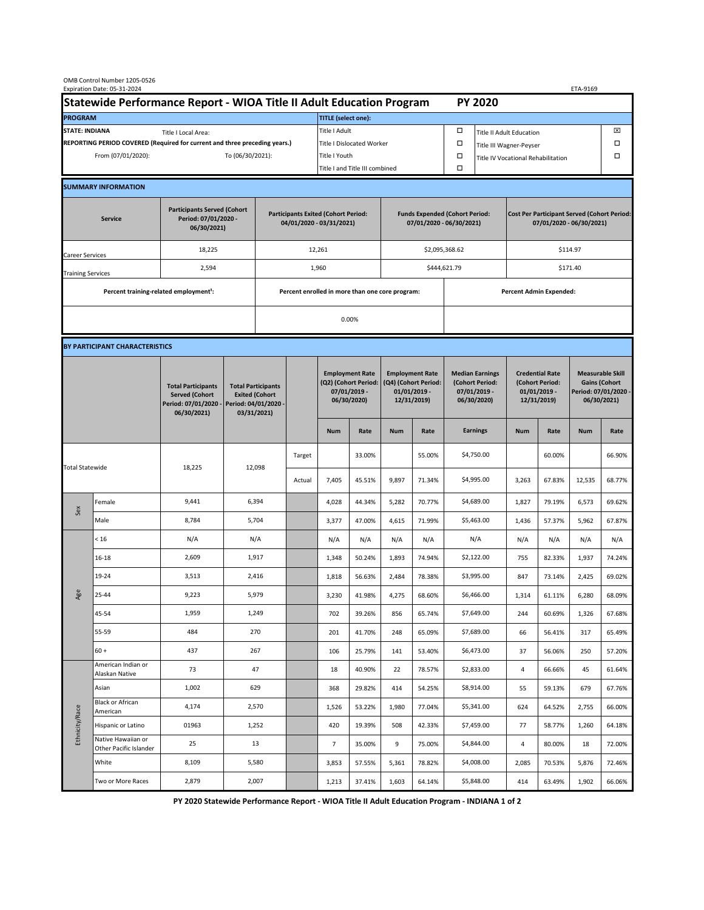OMB Control Number 1205-0526
Expiration Date: 05-31-2024

ETA-9169

# Statewide Performance Report - WIOA Title II Adult Education Program — PY 2020

| PROGRAM | | TITLE (select one): | | | |
|---|---|---|---|---|---|
| STATE: INDIANA | Title I Local Area: | Title I Adult | ☐ | Title II Adult Education | ☒ |
| REPORTING PERIOD COVERED (Required for current and three preceding years.) | | Title I Dislocated Worker | ☐ | Title III Wagner-Peyser | ☐ |
| From (07/01/2020): | To (06/30/2021): | Title I Youth | ☐ | Title IV Vocational Rehabilitation | ☐ |
| | | Title I and Title III combined | ☐ | | |

## SUMMARY INFORMATION

| Service | Participants Served (Cohort Period: 07/01/2020 - 06/30/2021) | Participants Exited (Cohort Period: 04/01/2020 - 03/31/2021) | Funds Expended (Cohort Period: 07/01/2020 - 06/30/2021) | Cost Per Participant Served (Cohort Period: 07/01/2020 - 06/30/2021) |
|---|---|---|---|---|
| Career Services | 18,225 | 12,261 | $2,095,368.62 | $114.97 |
| Training Services | 2,594 | 1,960 | $444,621.79 | $171.40 |

| Percent training-related employment[1]: | Percent enrolled in more than one core program: | Percent Admin Expended: |
|---|---|---|
| | 0.00% | |

## BY PARTICIPANT CHARACTERISTICS

| | | Total Participants Served (Cohort Period: 07/01/2020 - 06/30/2021) | Total Participants Exited (Cohort Period: 04/01/2020 - 03/31/2021) | | Employment Rate (Q2) (Cohort Period: 07/01/2019 - 06/30/2020) | | Employment Rate (Q4) (Cohort Period: 01/01/2019 - 12/31/2019) | | Median Earnings (Cohort Period: 07/01/2019 - 06/30/2020) | Credential Rate (Cohort Period: 01/01/2019 - 12/31/2019) | | Measurable Skill Gains (Cohort Period: 07/01/2020 - 06/30/2021) | |
|---|---|---|---|---|---|---|---|---|---|---|---|---|---|
| | | | | | Num | Rate | Num | Rate | Earnings | Num | Rate | Num | Rate |
| Total Statewide | | 18,225 | 12,098 | Target | | 33.00% | | 55.00% | $4,750.00 | | 60.00% | | 66.90% |
| | | | | Actual | 7,405 | 45.51% | 9,897 | 71.34% | $4,995.00 | 3,263 | 67.83% | 12,535 | 68.77% |
| Sex | Female | 9,441 | 6,394 | | 4,028 | 44.34% | 5,282 | 70.77% | $4,689.00 | 1,827 | 79.19% | 6,573 | 69.62% |
| | Male | 8,784 | 5,704 | | 3,377 | 47.00% | 4,615 | 71.99% | $5,463.00 | 1,436 | 57.37% | 5,962 | 67.87% |
| Age | < 16 | N/A | N/A | | N/A | N/A | N/A | N/A | N/A | N/A | N/A | N/A | N/A |
| | 16-18 | 2,609 | 1,917 | | 1,348 | 50.24% | 1,893 | 74.94% | $2,122.00 | 755 | 82.33% | 1,937 | 74.24% |
| | 19-24 | 3,513 | 2,416 | | 1,818 | 56.63% | 2,484 | 78.38% | $3,995.00 | 847 | 73.14% | 2,425 | 69.02% |
| | 25-44 | 9,223 | 5,979 | | 3,230 | 41.98% | 4,275 | 68.60% | $6,466.00 | 1,314 | 61.11% | 6,280 | 68.09% |
| | 45-54 | 1,959 | 1,249 | | 702 | 39.26% | 856 | 65.74% | $7,649.00 | 244 | 60.69% | 1,326 | 67.68% |
| | 55-59 | 484 | 270 | | 201 | 41.70% | 248 | 65.09% | $7,689.00 | 66 | 56.41% | 317 | 65.49% |
| | 60 + | 437 | 267 | | 106 | 25.79% | 141 | 53.40% | $6,473.00 | 37 | 56.06% | 250 | 57.20% |
| Ethnicity/Race | American Indian or Alaskan Native | 73 | 47 | | 18 | 40.90% | 22 | 78.57% | $2,833.00 | 4 | 66.66% | 45 | 61.64% |
| | Asian | 1,002 | 629 | | 368 | 29.82% | 414 | 54.25% | $8,914.00 | 55 | 59.13% | 679 | 67.76% |
| | Black or African American | 4,174 | 2,570 | | 1,526 | 53.22% | 1,980 | 77.04% | $5,341.00 | 624 | 64.52% | 2,755 | 66.00% |
| | Hispanic or Latino | 01963 | 1,252 | | 420 | 19.39% | 508 | 42.33% | $7,459.00 | 77 | 58.77% | 1,260 | 64.18% |
| | Native Hawaiian or Other Pacific Islander | 25 | 13 | | 7 | 35.00% | 9 | 75.00% | $4,844.00 | 4 | 80.00% | 18 | 72.00% |
| | White | 8,109 | 5,580 | | 3,853 | 57.55% | 5,361 | 78.82% | $4,008.00 | 2,085 | 70.53% | 5,876 | 72.46% |
| | Two or More Races | 2,879 | 2,007 | | 1,213 | 37.41% | 1,603 | 64.14% | $5,848.00 | 414 | 63.49% | 1,902 | 66.06% |

PY 2020 Statewide Performance Report - WIOA Title II Adult Education Program - INDIANA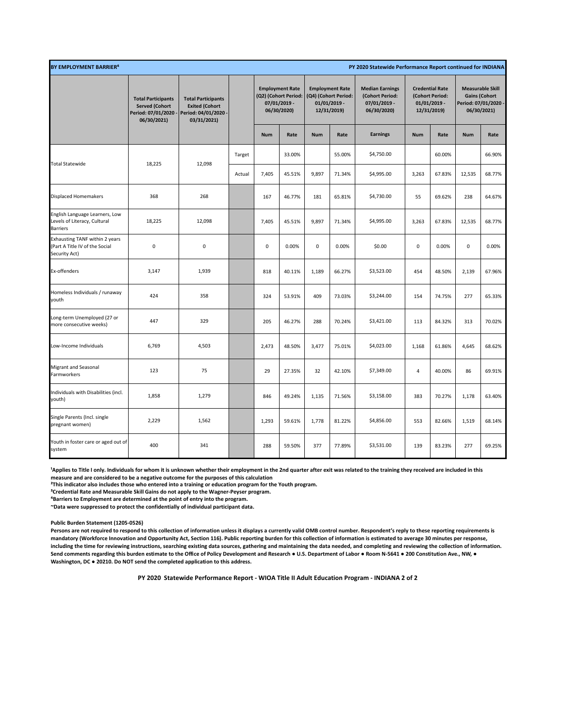| BY EMPLOYMENT BARRIER[4] | | | | | | | | | | | | |
|---|---|---|---|---|---|---|---|---|---|---|---|---|
| | Total Participants Served (Cohort Period: 07/01/2020 - 06/30/2021) | Total Participants Exited (Cohort Period: 04/01/2020 - 03/31/2021) | | Employment Rate (Q2) (Cohort Period: 07/01/2019 - 06/30/2020) | | Employment Rate (Q4) (Cohort Period: 01/01/2019 - 12/31/2019) | | Median Earnings (Cohort Period: 07/01/2019 - 06/30/2020) | Credential Rate (Cohort Period: 01/01/2019 - 12/31/2019) | | Measurable Skill Gains (Cohort Period: 07/01/2020 - 06/30/2021) | |
| | | | | Num | Rate | Num | Rate | Earnings | Num | Rate | Num | Rate |
| Total Statewide | 18,225 | 12,098 | Target | | 33.00% | | 55.00% | $4,750.00 | | 60.00% | | 66.90% |
| | | | Actual | 7,405 | 45.51% | 9,897 | 71.34% | $4,995.00 | 3,263 | 67.83% | 12,535 | 68.77% |
| Displaced Homemakers | 368 | 268 | | 167 | 46.77% | 181 | 65.81% | $4,730.00 | 55 | 69.62% | 238 | 64.67% |
| English Language Learners, Low Levels of Literacy, Cultural Barriers | 18,225 | 12,098 | | 7,405 | 45.51% | 9,897 | 71.34% | $4,995.00 | 3,263 | 67.83% | 12,535 | 68.77% |
| Exhausting TANF within 2 years (Part A Title IV of the Social Security Act) | 0 | 0 | | 0 | 0.00% | 0 | 0.00% | $0.00 | 0 | 0.00% | 0 | 0.00% |
| Ex-offenders | 3,147 | 1,939 | | 818 | 40.11% | 1,189 | 66.27% | $3,523.00 | 454 | 48.50% | 2,139 | 67.96% |
| Homeless Individuals / runaway youth | 424 | 358 | | 324 | 53.91% | 409 | 73.03% | $3,244.00 | 154 | 74.75% | 277 | 65.33% |
| Long-term Unemployed (27 or more consecutive weeks) | 447 | 329 | | 205 | 46.27% | 288 | 70.24% | $3,421.00 | 113 | 84.32% | 313 | 70.02% |
| Low-Income Individuals | 6,769 | 4,503 | | 2,473 | 48.50% | 3,477 | 75.01% | $4,023.00 | 1,168 | 61.86% | 4,645 | 68.62% |
| Migrant and Seasonal Farmworkers | 123 | 75 | | 29 | 27.35% | 32 | 42.10% | $7,349.00 | 4 | 40.00% | 86 | 69.91% |
| Individuals with Disabilities (incl. youth) | 1,858 | 1,279 | | 846 | 49.24% | 1,135 | 71.56% | $3,158.00 | 383 | 70.27% | 1,178 | 63.40% |
| Single Parents (Incl. single pregnant women) | 2,229 | 1,562 | | 1,293 | 59.61% | 1,778 | 81.22% | $4,856.00 | 553 | 82.66% | 1,519 | 68.14% |
| Youth in foster care or aged out of system | 400 | 341 | | 288 | 59.50% | 377 | 77.89% | $3,531.00 | 139 | 83.23% | 277 | 69.25% |

**[1]Applies to Title I only. Individuals for whom it is unknown whether their employment in the 2nd quarter after exit was related to the training they received are included in this measure and are considered to be a negative outcome for the purposes of this calculation**

**[2]This indicator also includes those who entered into a training or education program for the Youth program.**

**[3]Credential Rate and Measurable Skill Gains do not apply to the Wagner-Peyser program.**

**[4]Barriers to Employment are determined at the point of entry into the program.**

**~Data were suppressed to protect the confidentially of individual participant data.**

**Public Burden Statement (1205-0526)**

**Persons are not required to respond to this collection of information unless it displays a currently valid OMB control number. Respondent's reply to these reporting requirements is mandatory (Workforce Innovation and Opportunity Act, Section 116). Public reporting burden for this collection of information is estimated to average 30 minutes per response, including the time for reviewing instructions, searching existing data sources, gathering and maintaining the data needed, and completing and reviewing the collection of information. Send comments regarding this burden estimate to the Office of Policy Development and Research ● U.S. Department of Labor ● Room N-5641 ● 200 Constitution Ave., NW, ● Washington, DC ● 20210. Do NOT send the completed application to this address.**